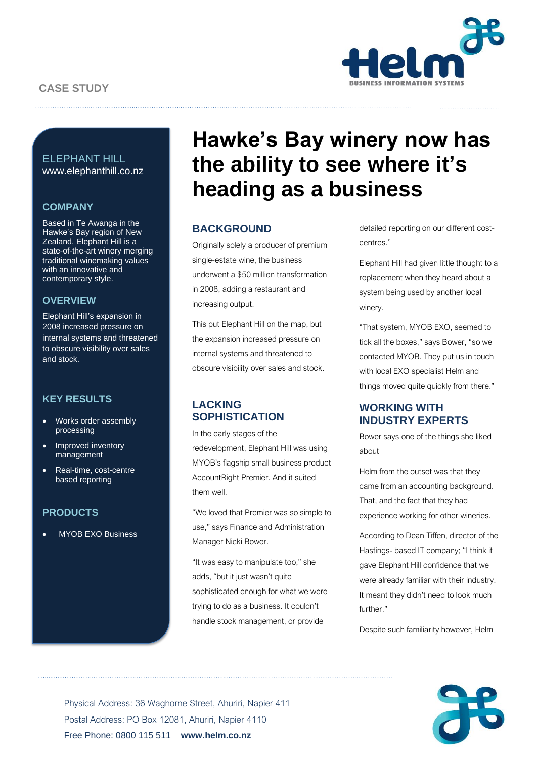CASE STUDY

# Hawke's Bay winery now has the ability to see where it's heading as a business

ELEPHANT HILL
www.elephanthill.co.nz

### COMPANY

Based in Te Awanga in the Hawke's Bay region of New Zealand, Elephant Hill is a state-of-the-art winery merging traditional winemaking values with an innovative and contemporary style.

### OVERVIEW

Elephant Hill's expansion in 2008 increased pressure on internal systems and threatened to obscure visibility over sales and stock.

### KEY RESULTS

- Works order assembly processing
- Improved inventory management
- Real-time, cost-centre based reporting

### PRODUCTS

- MYOB EXO Business

## BACKGROUND

Originally solely a producer of premium single-estate wine, the business underwent a $50 million transformation in 2008, adding a restaurant and increasing output.

This put Elephant Hill on the map, but the expansion increased pressure on internal systems and threatened to obscure visibility over sales and stock.

## LACKING SOPHISTICATION

In the early stages of the redevelopment, Elephant Hill was using MYOB's flagship small business product AccountRight Premier. And it suited them well.

"We loved that Premier was so simple to use," says Finance and Administration Manager Nicki Bower.

"It was easy to manipulate too," she adds, "but it just wasn't quite sophisticated enough for what we were trying to do as a business. It couldn't handle stock management, or provide detailed reporting on our different cost-centres."

Elephant Hill had given little thought to a replacement when they heard about a system being used by another local winery.

"That system, MYOB EXO, seemed to tick all the boxes," says Bower, "so we contacted MYOB. They put us in touch with local EXO specialist Helm and things moved quite quickly from there."

## WORKING WITH INDUSTRY EXPERTS

Bower says one of the things she liked about

Helm from the outset was that they came from an accounting background. That, and the fact that they had experience working for other wineries.

According to Dean Tiffen, director of the Hastings- based IT company; "I think it gave Elephant Hill confidence that we were already familiar with their industry. It meant they didn't need to look much further."

Despite such familiarity however, Helm

Physical Address: 36 Waghorne Street, Ahuriri, Napier 411
Postal Address: PO Box 12081, Ahuriri, Napier 4110
Free Phone: 0800 115 511 **www.helm.co.nz**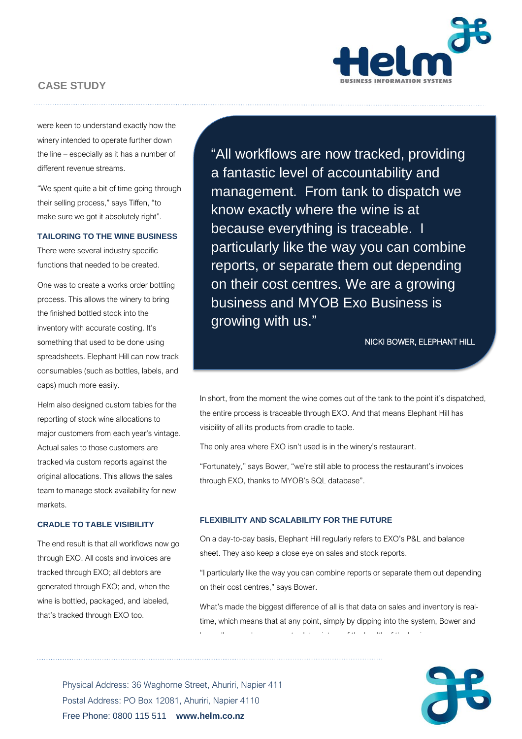were keen to understand exactly how the winery intended to operate further down the line – especially as it has a number of different revenue streams.

"We spent quite a bit of time going through their selling process," says Tiffen, "to make sure we got it absolutely right".

### TAILORING TO THE WINE BUSINESS

There were several industry specific functions that needed to be created.

One was to create a works order bottling process. This allows the winery to bring the finished bottled stock into the inventory with accurate costing. It's something that used to be done using spreadsheets. Elephant Hill can now track consumables (such as bottles, labels, and caps) much more easily.

Helm also designed custom tables for the reporting of stock wine allocations to major customers from each year's vintage. Actual sales to those customers are tracked via custom reports against the original allocations. This allows the sales team to manage stock availability for new markets.

### CRADLE TO TABLE VISIBILITY

The end result is that all workflows now go through EXO. All costs and invoices are tracked through EXO; all debtors are generated through EXO; and, when the wine is bottled, packaged, and labeled, that's tracked through EXO too.

> "All workflows are now tracked, providing a fantastic level of accountability and management. From tank to dispatch we know exactly where the wine is at because everything is traceable. I particularly like the way you can combine reports, or separate them out depending on their cost centres. We are a growing business and MYOB Exo Business is growing with us."
>
> NICKI BOWER, ELEPHANT HILL

In short, from the moment the wine comes out of the tank to the point it's dispatched, the entire process is traceable through EXO. And that means Elephant Hill has visibility of all its products from cradle to table.

The only area where EXO isn't used is in the winery's restaurant.

"Fortunately," says Bower, "we're still able to process the restaurant's invoices through EXO, thanks to MYOB's SQL database".

### FLEXIBILITY AND SCALABILITY FOR THE FUTURE

On a day-to-day basis, Elephant Hill regularly refers to EXO's P&L and balance sheet. They also keep a close eye on sales and stock reports.

"I particularly like the way you can combine reports or separate them out depending on their cost centres," says Bower.

What's made the biggest difference of all is that data on sales and inventory is real-time, which means that at any point, simply by dipping into the system, Bower and

Physical Address: 36 Waghorne Street, Ahuriri, Napier 411
Postal Address: PO Box 12081, Ahuriri, Napier 4110
Free Phone: 0800 115 511 **www.helm.co.nz**